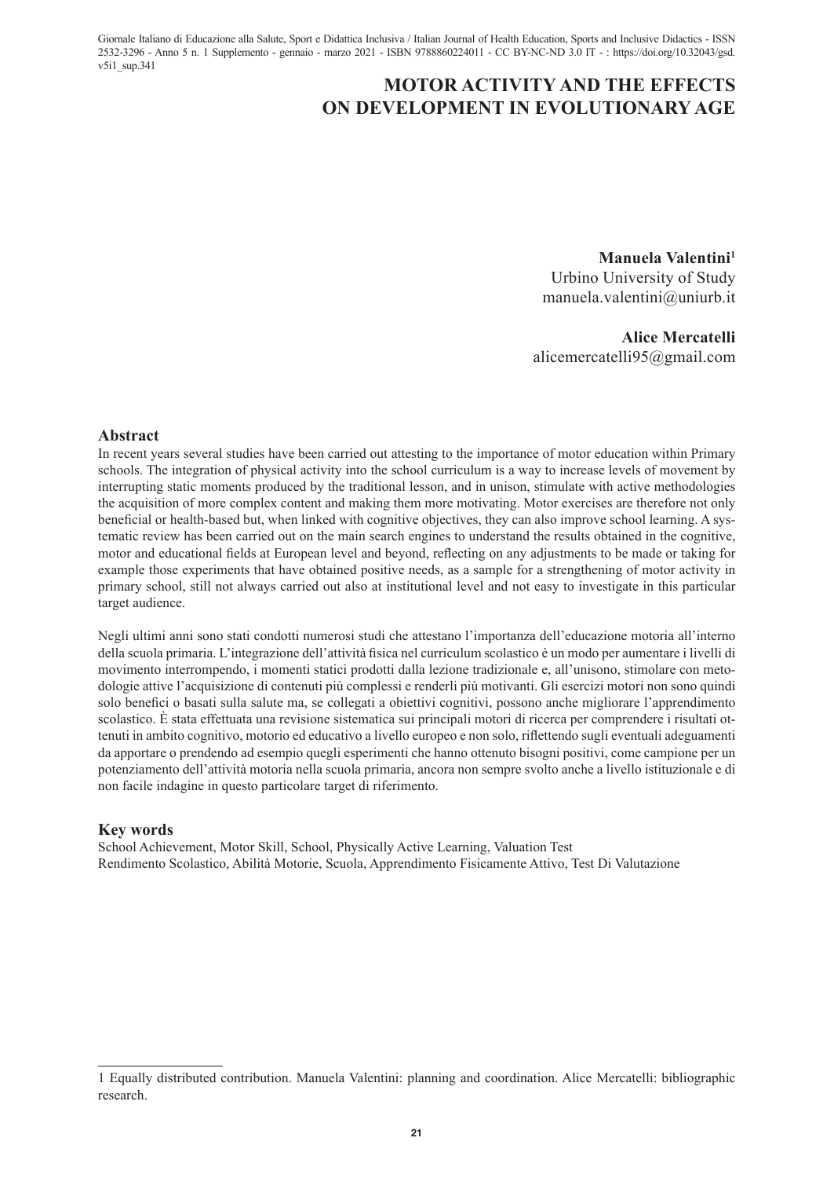# MOTOR ACTIVITY AND THE EFFECTS ON DEVELOPMENT IN EVOLUTIONARY AGE

**Manuela Valentini**[1]
Urbino University of Study
manuela.valentini@uniurb.it

**Alice Mercatelli**
alicemercatelli95@gmail.com

## Abstract

In recent years several studies have been carried out attesting to the importance of motor education within Primary schools. The integration of physical activity into the school curriculum is a way to increase levels of movement by interrupting static moments produced by the traditional lesson, and in unison, stimulate with active methodologies the acquisition of more complex content and making them more motivating. Motor exercises are therefore not only beneficial or health-based but, when linked with cognitive objectives, they can also improve school learning. A systematic review has been carried out on the main search engines to understand the results obtained in the cognitive, motor and educational fields at European level and beyond, reflecting on any adjustments to be made or taking for example those experiments that have obtained positive needs, as a sample for a strengthening of motor activity in primary school, still not always carried out also at institutional level and not easy to investigate in this particular target audience.

Negli ultimi anni sono stati condotti numerosi studi che attestano l'importanza dell'educazione motoria all'interno della scuola primaria. L'integrazione dell'attività fisica nel curriculum scolastico è un modo per aumentare i livelli di movimento interrompendo, i momenti statici prodotti dalla lezione tradizionale e, all'unisono, stimolare con metodologie attive l'acquisizione di contenuti più complessi e renderli più motivanti. Gli esercizi motori non sono quindi solo benefici o basati sulla salute ma, se collegati a obiettivi cognitivi, possono anche migliorare l'apprendimento scolastico. È stata effettuata una revisione sistematica sui principali motori di ricerca per comprendere i risultati ottenuti in ambito cognitivo, motorio ed educativo a livello europeo e non solo, riflettendo sugli eventuali adeguamenti da apportare o prendendo ad esempio quegli esperimenti che hanno ottenuto bisogni positivi, come campione per un potenziamento dell'attività motoria nella scuola primaria, ancora non sempre svolto anche a livello istituzionale e di non facile indagine in questo particolare target di riferimento.

## Key words

School Achievement, Motor Skill, School, Physically Active Learning, Valuation Test
Rendimento Scolastico, Abilità Motorie, Scuola, Apprendimento Fisicamente Attivo, Test Di Valutazione

---

[1] Equally distributed contribution. Manuela Valentini: planning and coordination. Alice Mercatelli: bibliographic research.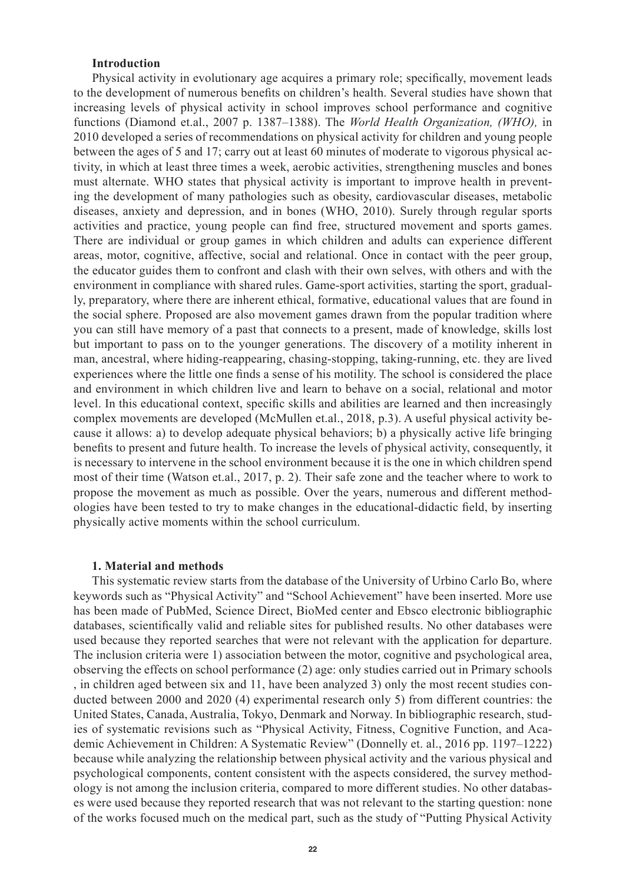## Introduction

Physical activity in evolutionary age acquires a primary role; specifically, movement leads to the development of numerous benefits on children's health. Several studies have shown that increasing levels of physical activity in school improves school performance and cognitive functions (Diamond et.al., 2007 p. 1387–1388). The *World Health Organization, (WHO),* in 2010 developed a series of recommendations on physical activity for children and young people between the ages of 5 and 17; carry out at least 60 minutes of moderate to vigorous physical activity, in which at least three times a week, aerobic activities, strengthening muscles and bones must alternate. WHO states that physical activity is important to improve health in preventing the development of many pathologies such as obesity, cardiovascular diseases, metabolic diseases, anxiety and depression, and in bones (WHO, 2010). Surely through regular sports activities and practice, young people can find free, structured movement and sports games. There are individual or group games in which children and adults can experience different areas, motor, cognitive, affective, social and relational. Once in contact with the peer group, the educator guides them to confront and clash with their own selves, with others and with the environment in compliance with shared rules. Game-sport activities, starting the sport, gradually, preparatory, where there are inherent ethical, formative, educational values that are found in the social sphere. Proposed are also movement games drawn from the popular tradition where you can still have memory of a past that connects to a present, made of knowledge, skills lost but important to pass on to the younger generations. The discovery of a motility inherent in man, ancestral, where hiding-reappearing, chasing-stopping, taking-running, etc. they are lived experiences where the little one finds a sense of his motility. The school is considered the place and environment in which children live and learn to behave on a social, relational and motor level. In this educational context, specific skills and abilities are learned and then increasingly complex movements are developed (McMullen et.al., 2018, p.3). A useful physical activity because it allows: a) to develop adequate physical behaviors; b) a physically active life bringing benefits to present and future health. To increase the levels of physical activity, consequently, it is necessary to intervene in the school environment because it is the one in which children spend most of their time (Watson et.al., 2017, p. 2). Their safe zone and the teacher where to work to propose the movement as much as possible. Over the years, numerous and different methodologies have been tested to try to make changes in the educational-didactic field, by inserting physically active moments within the school curriculum.

## 1. Material and methods

This systematic review starts from the database of the University of Urbino Carlo Bo, where keywords such as "Physical Activity" and "School Achievement" have been inserted. More use has been made of PubMed, Science Direct, BioMed center and Ebsco electronic bibliographic databases, scientifically valid and reliable sites for published results. No other databases were used because they reported searches that were not relevant with the application for departure. The inclusion criteria were 1) association between the motor, cognitive and psychological area, observing the effects on school performance (2) age: only studies carried out in Primary schools , in children aged between six and 11, have been analyzed 3) only the most recent studies conducted between 2000 and 2020 (4) experimental research only 5) from different countries: the United States, Canada, Australia, Tokyo, Denmark and Norway. In bibliographic research, studies of systematic revisions such as "Physical Activity, Fitness, Cognitive Function, and Academic Achievement in Children: A Systematic Review" (Donnelly et. al., 2016 pp. 1197–1222) because while analyzing the relationship between physical activity and the various physical and psychological components, content consistent with the aspects considered, the survey methodology is not among the inclusion criteria, compared to more different studies. No other databases were used because they reported research that was not relevant to the starting question: none of the works focused much on the medical part, such as the study of "Putting Physical Activity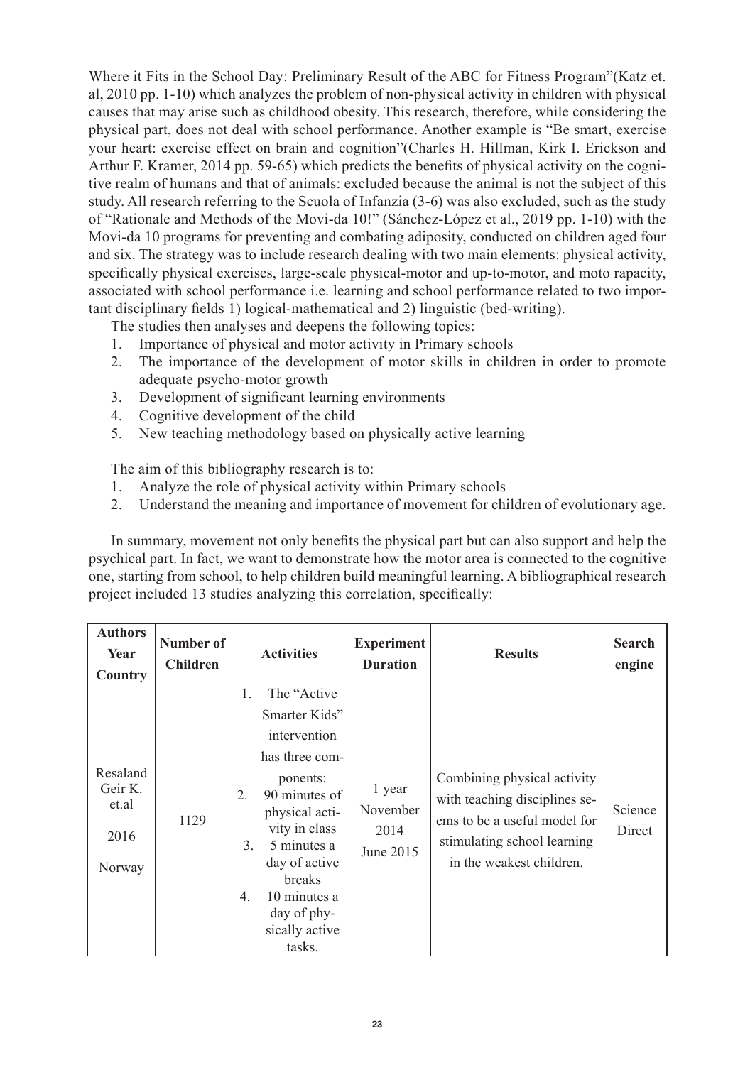Where it Fits in the School Day: Preliminary Result of the ABC for Fitness Program"(Katz et. al, 2010 pp. 1-10) which analyzes the problem of non-physical activity in children with physical causes that may arise such as childhood obesity. This research, therefore, while considering the physical part, does not deal with school performance. Another example is "Be smart, exercise your heart: exercise effect on brain and cognition"(Charles H. Hillman, Kirk I. Erickson and Arthur F. Kramer, 2014 pp. 59-65) which predicts the benefits of physical activity on the cognitive realm of humans and that of animals: excluded because the animal is not the subject of this study. All research referring to the Scuola of Infanzia (3-6) was also excluded, such as the study of "Rationale and Methods of the Movi-da 10!" (Sánchez-López et al., 2019 pp. 1-10) with the Movi-da 10 programs for preventing and combating adiposity, conducted on children aged four and six. The strategy was to include research dealing with two main elements: physical activity, specifically physical exercises, large-scale physical-motor and up-to-motor, and moto rapacity, associated with school performance i.e. learning and school performance related to two important disciplinary fields 1) logical-mathematical and 2) linguistic (bed-writing).

The studies then analyses and deepens the following topics:

1. Importance of physical and motor activity in Primary schools
2. The importance of the development of motor skills in children in order to promote adequate psycho-motor growth
3. Development of significant learning environments
4. Cognitive development of the child
5. New teaching methodology based on physically active learning

The aim of this bibliography research is to:

1. Analyze the role of physical activity within Primary schools
2. Understand the meaning and importance of movement for children of evolutionary age.

In summary, movement not only benefits the physical part but can also support and help the psychical part. In fact, we want to demonstrate how the motor area is connected to the cognitive one, starting from school, to help children build meaningful learning. A bibliographical research project included 13 studies analyzing this correlation, specifically:

| **Authors Year Country** | **Number of Children** | **Activities** | **Experiment Duration** | **Results** | **Search engine** |
|---|---|---|---|---|---|
| Resaland Geir K. et.al 2016 Norway | 1129 | 1. The "Active Smarter Kids" intervention has three components: 2. 90 minutes of physical activity in class 3. 5 minutes a day of active breaks 4. 10 minutes a day of physically active tasks. | 1 year November 2014 June 2015 | Combining physical activity with teaching disciplines seems to be a useful model for stimulating school learning in the weakest children. | Science Direct |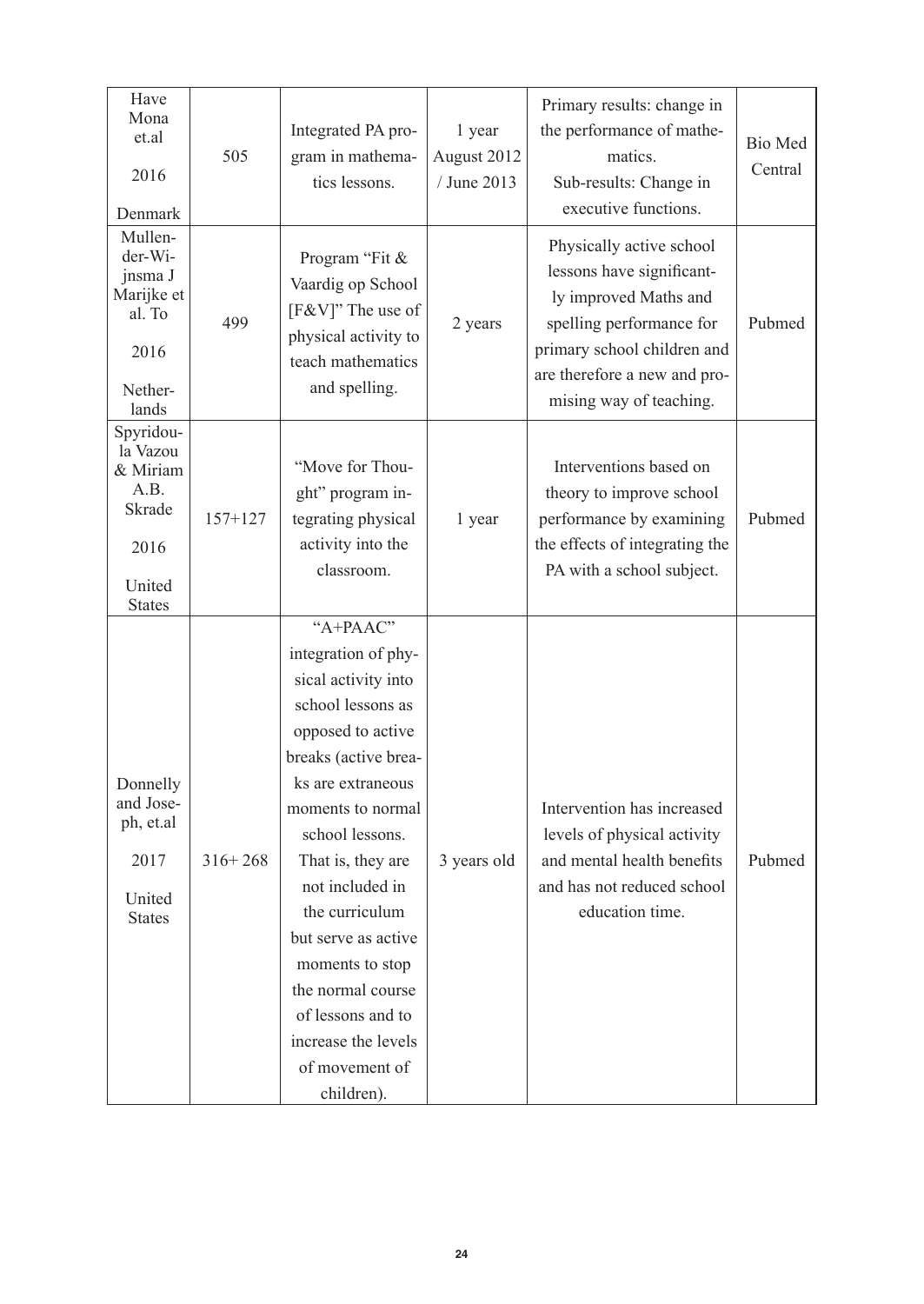| Have Mona et.al 2016 Denmark | 505 | Integrated PA program in mathematics lessons. | 1 year August 2012 / June 2013 | Primary results: change in the performance of mathematics. Sub-results: Change in executive functions. | Bio Med Central |
|---|---|---|---|---|---|
| Mullender-Wijnsma J Marijke et al. To 2016 Netherlands | 499 | Program "Fit & Vaardig op School [F&V]" The use of physical activity to teach mathematics and spelling. | 2 years | Physically active school lessons have significantly improved Maths and spelling performance for primary school children and are therefore a new and promising way of teaching. | Pubmed |
| Spyridoula Vazou & Miriam A.B. Skrade 2016 United States | 157+127 | "Move for Thought" program integrating physical activity into the classroom. | 1 year | Interventions based on theory to improve school performance by examining the effects of integrating the PA with a school subject. | Pubmed |
| Donnelly and Joseph, et.al 2017 United States | 316+ 268 | "A+PAAC" integration of physical activity into school lessons as opposed to active breaks (active breaks are extraneous moments to normal school lessons. That is, they are not included in the curriculum but serve as active moments to stop the normal course of lessons and to increase the levels of movement of children). | 3 years old | Intervention has increased levels of physical activity and mental health benefits and has not reduced school education time. | Pubmed |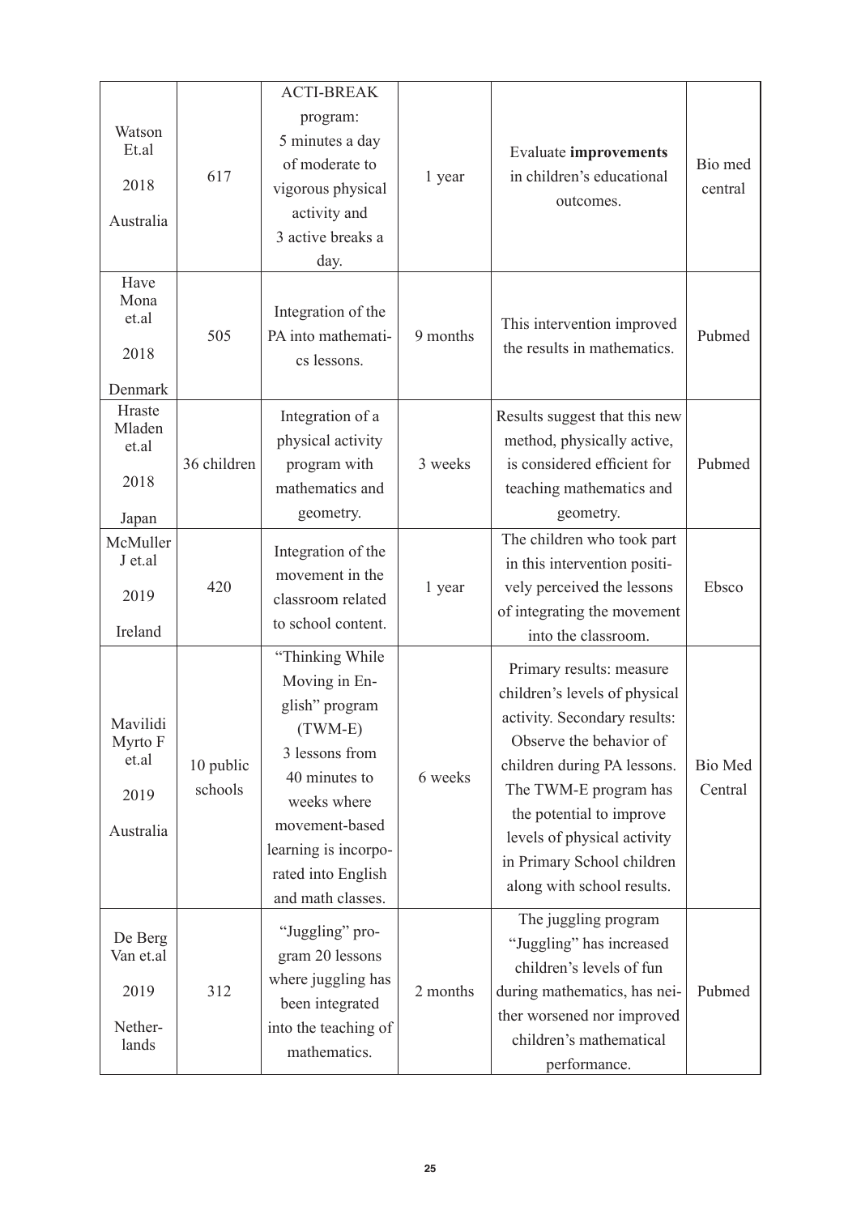| Watson Et.al 2018 Australia | 617 | ACTI-BREAK program: 5 minutes a day of moderate to vigorous physical activity and 3 active breaks a day. | 1 year | Evaluate **improvements** in children's educational outcomes. | Bio med central |
|---|---|---|---|---|---|
| Have Mona et.al 2018 Denmark | 505 | Integration of the PA into mathematics lessons. | 9 months | This intervention improved the results in mathematics. | Pubmed |
| Hraste Mladen et.al 2018 Japan | 36 children | Integration of a physical activity program with mathematics and geometry. | 3 weeks | Results suggest that this new method, physically active, is considered efficient for teaching mathematics and geometry. | Pubmed |
| McMuller J et.al 2019 Ireland | 420 | Integration of the movement in the classroom related to school content. | 1 year | The children who took part in this intervention positively perceived the lessons of integrating the movement into the classroom. | Ebsco |
| Mavilidi Myrto F et.al 2019 Australia | 10 public schools | "Thinking While Moving in English" program (TWM-E) 3 lessons from 40 minutes to weeks where movement-based learning is incorporated into English and math classes. | 6 weeks | Primary results: measure children's levels of physical activity. Secondary results: Observe the behavior of children during PA lessons. The TWM-E program has the potential to improve levels of physical activity in Primary School children along with school results. | Bio Med Central |
| De Berg Van et.al 2019 Netherlands | 312 | "Juggling" program 20 lessons where juggling has been integrated into the teaching of mathematics. | 2 months | The juggling program "Juggling" has increased children's levels of fun during mathematics, has neither worsened nor improved children's mathematical performance. | Pubmed |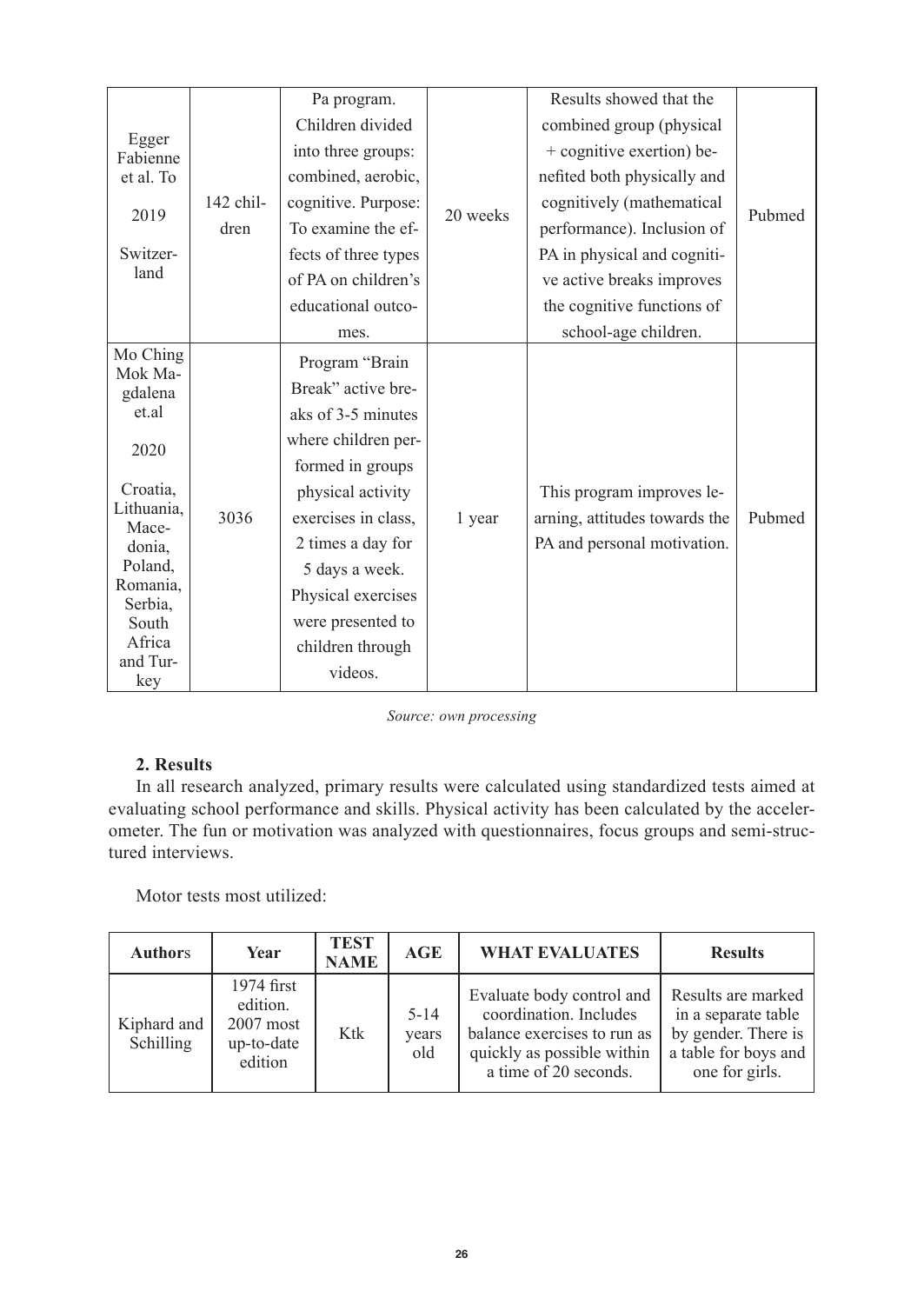| | | | | | |
|---|---|---|---|---|---|
| Egger Fabienne et al. To 2019 Switzerland | 142 children | Pa program. Children divided into three groups: combined, aerobic, cognitive. Purpose: To examine the effects of three types of PA on children's educational outcomes. | 20 weeks | Results showed that the combined group (physical + cognitive exertion) benefited both physically and cognitively (mathematical performance). Inclusion of PA in physical and cognitive active breaks improves the cognitive functions of school-age children. | Pubmed |
| Mo Ching Mok Magdalena et.al 2020 Croatia, Lithuania, Macedonia, Poland, Romania, Serbia, South Africa and Turkey | 3036 | Program "Brain Break" active breaks of 3-5 minutes where children performed in groups physical activity exercises in class, 2 times a day for 5 days a week. Physical exercises were presented to children through videos. | 1 year | This program improves learning, attitudes towards the PA and personal motivation. | Pubmed |

*Source: own processing*

## 2. Results

In all research analyzed, primary results were calculated using standardized tests aimed at evaluating school performance and skills. Physical activity has been calculated by the accelerometer. The fun or motivation was analyzed with questionnaires, focus groups and semi-structured interviews.

Motor tests most utilized:

| Authors | Year | TEST NAME | AGE | WHAT EVALUATES | Results |
|---|---|---|---|---|---|
| Kiphard and Schilling | 1974 first edition. 2007 most up-to-date edition | Ktk | 5-14 years old | Evaluate body control and coordination. Includes balance exercises to run as quickly as possible within a time of 20 seconds. | Results are marked in a separate table by gender. There is a table for boys and one for girls. |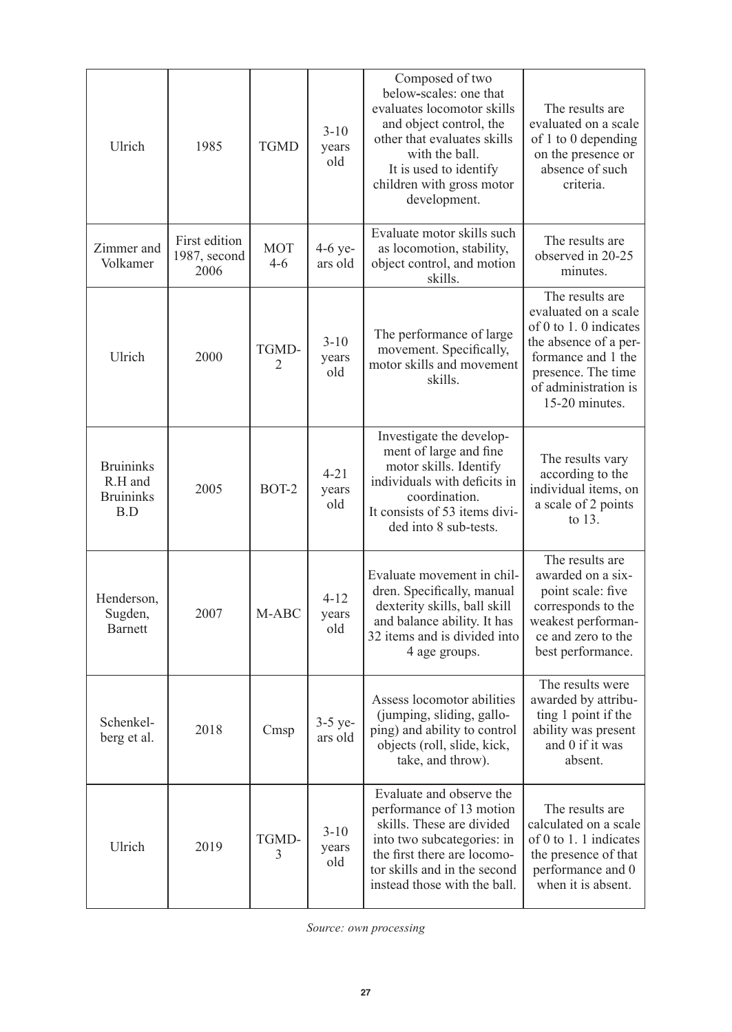| Ulrich | 1985 | TGMD | 3-10 years old | Composed of two below-scales: one that evaluates locomotor skills and object control, the other that evaluates skills with the ball. It is used to identify children with gross motor development. | The results are evaluated on a scale of 1 to 0 depending on the presence or absence of such criteria. |
|---|---|---|---|---|---|
| Zimmer and Volkamer | First edition 1987, second 2006 | MOT 4-6 | 4-6 years old | Evaluate motor skills such as locomotion, stability, object control, and motion skills. | The results are observed in 20-25 minutes. |
| Ulrich | 2000 | TGMD-2 | 3-10 years old | The performance of large movement. Specifically, motor skills and movement skills. | The results are evaluated on a scale of 0 to 1. 0 indicates the absence of a performance and 1 the presence. The time of administration is 15-20 minutes. |
| Bruininks R.H and Bruininks B.D | 2005 | BOT-2 | 4-21 years old | Investigate the development of large and fine motor skills. Identify individuals with deficits in coordination. It consists of 53 items divided into 8 sub-tests. | The results vary according to the individual items, on a scale of 2 points to 13. |
| Henderson, Sugden, Barnett | 2007 | M-ABC | 4-12 years old | Evaluate movement in children. Specifically, manual dexterity skills, ball skill and balance ability. It has 32 items and is divided into 4 age groups. | The results are awarded on a six-point scale: five corresponds to the weakest performance and zero to the best performance. |
| Schenkelberg et al. | 2018 | Cmsp | 3-5 years old | Assess locomotor abilities (jumping, sliding, galloping) and ability to control objects (roll, slide, kick, take, and throw). | The results were awarded by attributing 1 point if the ability was present and 0 if it was absent. |
| Ulrich | 2019 | TGMD-3 | 3-10 years old | Evaluate and observe the performance of 13 motion skills. These are divided into two subcategories: in the first there are locomotor skills and in the second instead those with the ball. | The results are calculated on a scale of 0 to 1. 1 indicates the presence of that performance and 0 when it is absent. |

*Source: own processing*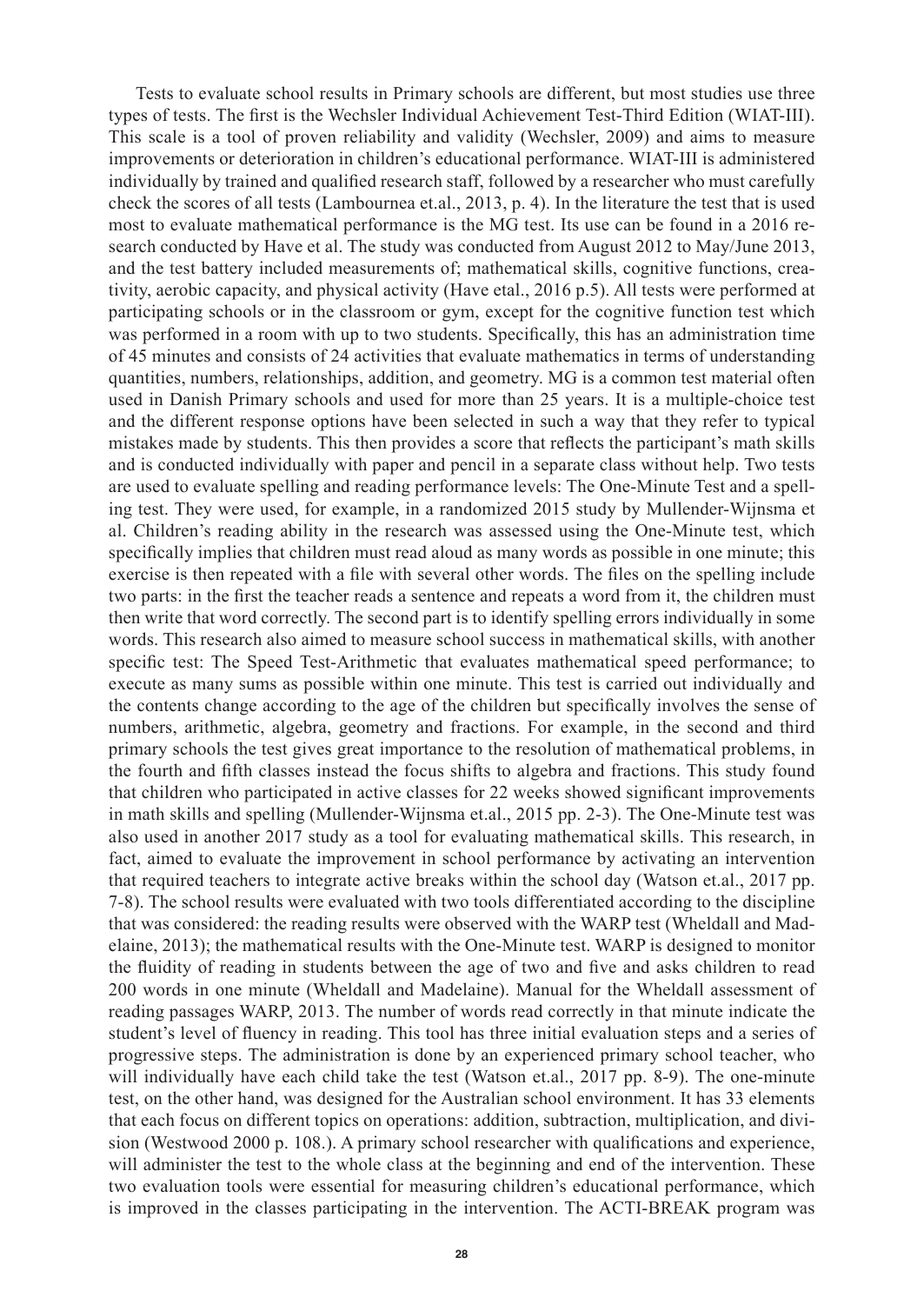Tests to evaluate school results in Primary schools are different, but most studies use three types of tests. The first is the Wechsler Individual Achievement Test-Third Edition (WIAT-III). This scale is a tool of proven reliability and validity (Wechsler, 2009) and aims to measure improvements or deterioration in children's educational performance. WIAT-III is administered individually by trained and qualified research staff, followed by a researcher who must carefully check the scores of all tests (Lambournea et.al., 2013, p. 4). In the literature the test that is used most to evaluate mathematical performance is the MG test. Its use can be found in a 2016 research conducted by Have et al. The study was conducted from August 2012 to May/June 2013, and the test battery included measurements of; mathematical skills, cognitive functions, creativity, aerobic capacity, and physical activity (Have etal., 2016 p.5). All tests were performed at participating schools or in the classroom or gym, except for the cognitive function test which was performed in a room with up to two students. Specifically, this has an administration time of 45 minutes and consists of 24 activities that evaluate mathematics in terms of understanding quantities, numbers, relationships, addition, and geometry. MG is a common test material often used in Danish Primary schools and used for more than 25 years. It is a multiple-choice test and the different response options have been selected in such a way that they refer to typical mistakes made by students. This then provides a score that reflects the participant's math skills and is conducted individually with paper and pencil in a separate class without help. Two tests are used to evaluate spelling and reading performance levels: The One-Minute Test and a spelling test. They were used, for example, in a randomized 2015 study by Mullender-Wijnsma et al. Children's reading ability in the research was assessed using the One-Minute test, which specifically implies that children must read aloud as many words as possible in one minute; this exercise is then repeated with a file with several other words. The files on the spelling include two parts: in the first the teacher reads a sentence and repeats a word from it, the children must then write that word correctly. The second part is to identify spelling errors individually in some words. This research also aimed to measure school success in mathematical skills, with another specific test: The Speed Test-Arithmetic that evaluates mathematical speed performance; to execute as many sums as possible within one minute. This test is carried out individually and the contents change according to the age of the children but specifically involves the sense of numbers, arithmetic, algebra, geometry and fractions. For example, in the second and third primary schools the test gives great importance to the resolution of mathematical problems, in the fourth and fifth classes instead the focus shifts to algebra and fractions. This study found that children who participated in active classes for 22 weeks showed significant improvements in math skills and spelling (Mullender-Wijnsma et.al., 2015 pp. 2-3). The One-Minute test was also used in another 2017 study as a tool for evaluating mathematical skills. This research, in fact, aimed to evaluate the improvement in school performance by activating an intervention that required teachers to integrate active breaks within the school day (Watson et.al., 2017 pp. 7-8). The school results were evaluated with two tools differentiated according to the discipline that was considered: the reading results were observed with the WARP test (Wheldall and Madelaine, 2013); the mathematical results with the One-Minute test. WARP is designed to monitor the fluidity of reading in students between the age of two and five and asks children to read 200 words in one minute (Wheldall and Madelaine). Manual for the Wheldall assessment of reading passages WARP, 2013. The number of words read correctly in that minute indicate the student's level of fluency in reading. This tool has three initial evaluation steps and a series of progressive steps. The administration is done by an experienced primary school teacher, who will individually have each child take the test (Watson et.al., 2017 pp. 8-9). The one-minute test, on the other hand, was designed for the Australian school environment. It has 33 elements that each focus on different topics on operations: addition, subtraction, multiplication, and division (Westwood 2000 p. 108.). A primary school researcher with qualifications and experience, will administer the test to the whole class at the beginning and end of the intervention. These two evaluation tools were essential for measuring children's educational performance, which is improved in the classes participating in the intervention. The ACTI-BREAK program was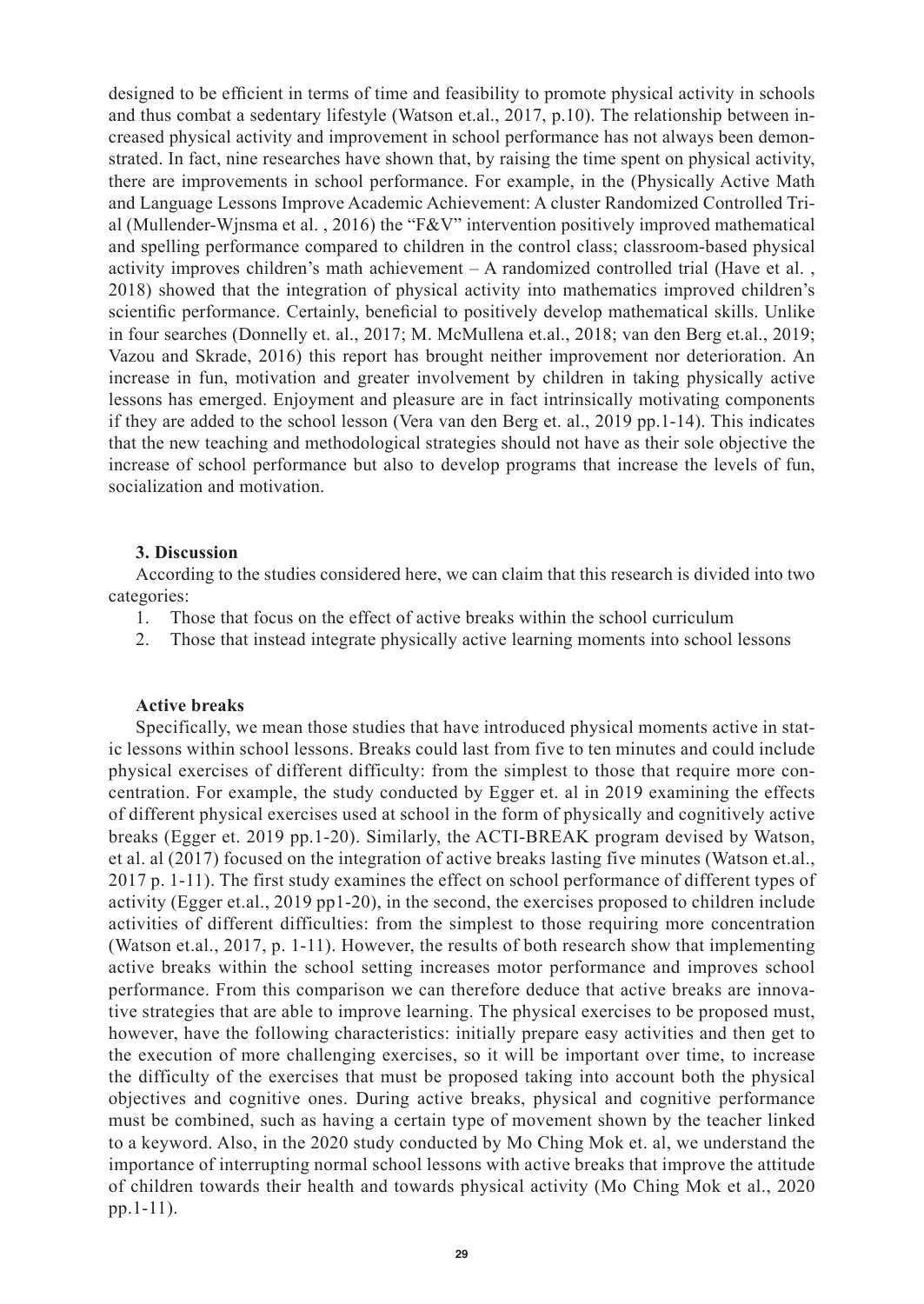designed to be efficient in terms of time and feasibility to promote physical activity in schools and thus combat a sedentary lifestyle (Watson et.al., 2017, p.10). The relationship between increased physical activity and improvement in school performance has not always been demonstrated. In fact, nine researches have shown that, by raising the time spent on physical activity, there are improvements in school performance. For example, in the (Physically Active Math and Language Lessons Improve Academic Achievement: A cluster Randomized Controlled Trial (Mullender-Wjnsma et al. , 2016) the "F&V" intervention positively improved mathematical and spelling performance compared to children in the control class; classroom-based physical activity improves children's math achievement – A randomized controlled trial (Have et al. , 2018) showed that the integration of physical activity into mathematics improved children's scientific performance. Certainly, beneficial to positively develop mathematical skills. Unlike in four searches (Donnelly et. al., 2017; M. McMullena et.al., 2018; van den Berg et.al., 2019; Vazou and Skrade, 2016) this report has brought neither improvement nor deterioration. An increase in fun, motivation and greater involvement by children in taking physically active lessons has emerged. Enjoyment and pleasure are in fact intrinsically motivating components if they are added to the school lesson (Vera van den Berg et. al., 2019 pp.1-14). This indicates that the new teaching and methodological strategies should not have as their sole objective the increase of school performance but also to develop programs that increase the levels of fun, socialization and motivation.

## 3. Discussion

According to the studies considered here, we can claim that this research is divided into two categories:

1. Those that focus on the effect of active breaks within the school curriculum
2. Those that instead integrate physically active learning moments into school lessons

### Active breaks

Specifically, we mean those studies that have introduced physical moments active in static lessons within school lessons. Breaks could last from five to ten minutes and could include physical exercises of different difficulty: from the simplest to those that require more concentration. For example, the study conducted by Egger et. al in 2019 examining the effects of different physical exercises used at school in the form of physically and cognitively active breaks (Egger et. 2019 pp.1-20). Similarly, the ACTI-BREAK program devised by Watson, et al. al (2017) focused on the integration of active breaks lasting five minutes (Watson et.al., 2017 p. 1-11). The first study examines the effect on school performance of different types of activity (Egger et.al., 2019 pp1-20), in the second, the exercises proposed to children include activities of different difficulties: from the simplest to those requiring more concentration (Watson et.al., 2017, p. 1-11). However, the results of both research show that implementing active breaks within the school setting increases motor performance and improves school performance. From this comparison we can therefore deduce that active breaks are innovative strategies that are able to improve learning. The physical exercises to be proposed must, however, have the following characteristics: initially prepare easy activities and then get to the execution of more challenging exercises, so it will be important over time, to increase the difficulty of the exercises that must be proposed taking into account both the physical objectives and cognitive ones. During active breaks, physical and cognitive performance must be combined, such as having a certain type of movement shown by the teacher linked to a keyword. Also, in the 2020 study conducted by Mo Ching Mok et. al, we understand the importance of interrupting normal school lessons with active breaks that improve the attitude of children towards their health and towards physical activity (Mo Ching Mok et al., 2020 pp.1-11).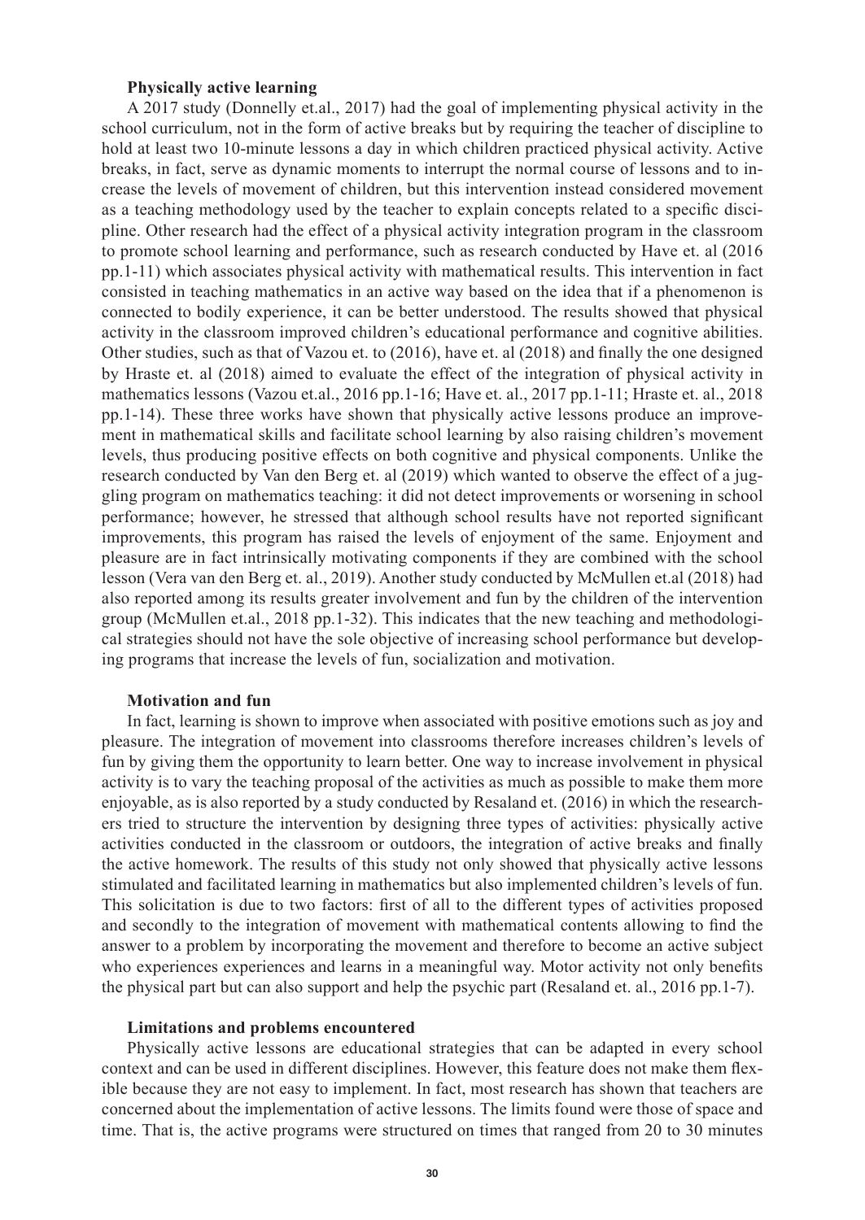**Physically active learning**

A 2017 study (Donnelly et.al., 2017) had the goal of implementing physical activity in the school curriculum, not in the form of active breaks but by requiring the teacher of discipline to hold at least two 10-minute lessons a day in which children practiced physical activity. Active breaks, in fact, serve as dynamic moments to interrupt the normal course of lessons and to increase the levels of movement of children, but this intervention instead considered movement as a teaching methodology used by the teacher to explain concepts related to a specific discipline. Other research had the effect of a physical activity integration program in the classroom to promote school learning and performance, such as research conducted by Have et. al (2016 pp.1-11) which associates physical activity with mathematical results. This intervention in fact consisted in teaching mathematics in an active way based on the idea that if a phenomenon is connected to bodily experience, it can be better understood. The results showed that physical activity in the classroom improved children's educational performance and cognitive abilities. Other studies, such as that of Vazou et. to (2016), have et. al (2018) and finally the one designed by Hraste et. al (2018) aimed to evaluate the effect of the integration of physical activity in mathematics lessons (Vazou et.al., 2016 pp.1-16; Have et. al., 2017 pp.1-11; Hraste et. al., 2018 pp.1-14). These three works have shown that physically active lessons produce an improvement in mathematical skills and facilitate school learning by also raising children's movement levels, thus producing positive effects on both cognitive and physical components. Unlike the research conducted by Van den Berg et. al (2019) which wanted to observe the effect of a juggling program on mathematics teaching: it did not detect improvements or worsening in school performance; however, he stressed that although school results have not reported significant improvements, this program has raised the levels of enjoyment of the same. Enjoyment and pleasure are in fact intrinsically motivating components if they are combined with the school lesson (Vera van den Berg et. al., 2019). Another study conducted by McMullen et.al (2018) had also reported among its results greater involvement and fun by the children of the intervention group (McMullen et.al., 2018 pp.1-32). This indicates that the new teaching and methodological strategies should not have the sole objective of increasing school performance but developing programs that increase the levels of fun, socialization and motivation.

**Motivation and fun**

In fact, learning is shown to improve when associated with positive emotions such as joy and pleasure. The integration of movement into classrooms therefore increases children's levels of fun by giving them the opportunity to learn better. One way to increase involvement in physical activity is to vary the teaching proposal of the activities as much as possible to make them more enjoyable, as is also reported by a study conducted by Resaland et. (2016) in which the researchers tried to structure the intervention by designing three types of activities: physically active activities conducted in the classroom or outdoors, the integration of active breaks and finally the active homework. The results of this study not only showed that physically active lessons stimulated and facilitated learning in mathematics but also implemented children's levels of fun. This solicitation is due to two factors: first of all to the different types of activities proposed and secondly to the integration of movement with mathematical contents allowing to find the answer to a problem by incorporating the movement and therefore to become an active subject who experiences experiences and learns in a meaningful way. Motor activity not only benefits the physical part but can also support and help the psychic part (Resaland et. al., 2016 pp.1-7).

**Limitations and problems encountered**

Physically active lessons are educational strategies that can be adapted in every school context and can be used in different disciplines. However, this feature does not make them flexible because they are not easy to implement. In fact, most research has shown that teachers are concerned about the implementation of active lessons. The limits found were those of space and time. That is, the active programs were structured on times that ranged from 20 to 30 minutes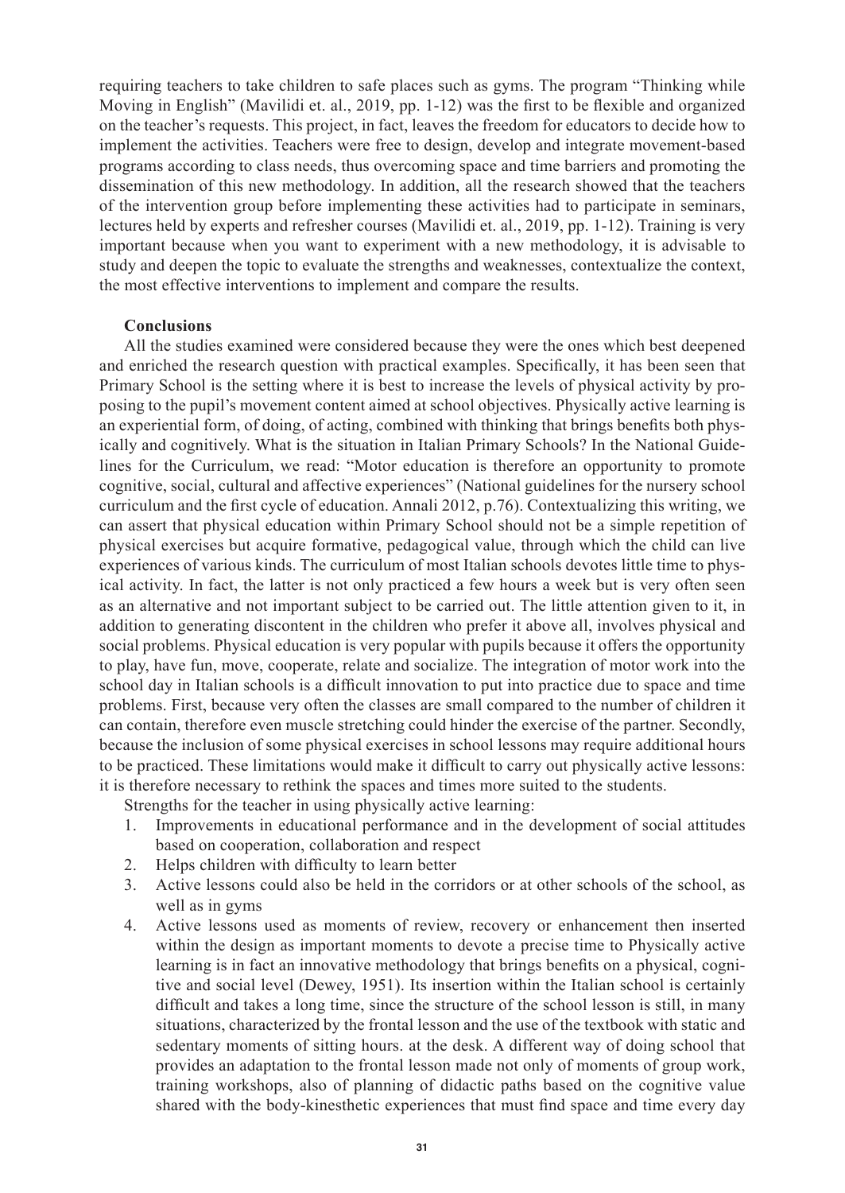requiring teachers to take children to safe places such as gyms. The program "Thinking while Moving in English" (Mavilidi et. al., 2019, pp. 1-12) was the first to be flexible and organized on the teacher's requests. This project, in fact, leaves the freedom for educators to decide how to implement the activities. Teachers were free to design, develop and integrate movement-based programs according to class needs, thus overcoming space and time barriers and promoting the dissemination of this new methodology. In addition, all the research showed that the teachers of the intervention group before implementing these activities had to participate in seminars, lectures held by experts and refresher courses (Mavilidi et. al., 2019, pp. 1-12). Training is very important because when you want to experiment with a new methodology, it is advisable to study and deepen the topic to evaluate the strengths and weaknesses, contextualize the context, the most effective interventions to implement and compare the results.

**Conclusions**

All the studies examined were considered because they were the ones which best deepened and enriched the research question with practical examples. Specifically, it has been seen that Primary School is the setting where it is best to increase the levels of physical activity by proposing to the pupil's movement content aimed at school objectives. Physically active learning is an experiential form, of doing, of acting, combined with thinking that brings benefits both physically and cognitively. What is the situation in Italian Primary Schools? In the National Guidelines for the Curriculum, we read: "Motor education is therefore an opportunity to promote cognitive, social, cultural and affective experiences" (National guidelines for the nursery school curriculum and the first cycle of education. Annali 2012, p.76). Contextualizing this writing, we can assert that physical education within Primary School should not be a simple repetition of physical exercises but acquire formative, pedagogical value, through which the child can live experiences of various kinds. The curriculum of most Italian schools devotes little time to physical activity. In fact, the latter is not only practiced a few hours a week but is very often seen as an alternative and not important subject to be carried out. The little attention given to it, in addition to generating discontent in the children who prefer it above all, involves physical and social problems. Physical education is very popular with pupils because it offers the opportunity to play, have fun, move, cooperate, relate and socialize. The integration of motor work into the school day in Italian schools is a difficult innovation to put into practice due to space and time problems. First, because very often the classes are small compared to the number of children it can contain, therefore even muscle stretching could hinder the exercise of the partner. Secondly, because the inclusion of some physical exercises in school lessons may require additional hours to be practiced. These limitations would make it difficult to carry out physically active lessons: it is therefore necessary to rethink the spaces and times more suited to the students.

Strengths for the teacher in using physically active learning:

1. Improvements in educational performance and in the development of social attitudes based on cooperation, collaboration and respect
2. Helps children with difficulty to learn better
3. Active lessons could also be held in the corridors or at other schools of the school, as well as in gyms
4. Active lessons used as moments of review, recovery or enhancement then inserted within the design as important moments to devote a precise time to Physically active learning is in fact an innovative methodology that brings benefits on a physical, cognitive and social level (Dewey, 1951). Its insertion within the Italian school is certainly difficult and takes a long time, since the structure of the school lesson is still, in many situations, characterized by the frontal lesson and the use of the textbook with static and sedentary moments of sitting hours. at the desk. A different way of doing school that provides an adaptation to the frontal lesson made not only of moments of group work, training workshops, also of planning of didactic paths based on the cognitive value shared with the body-kinesthetic experiences that must find space and time every day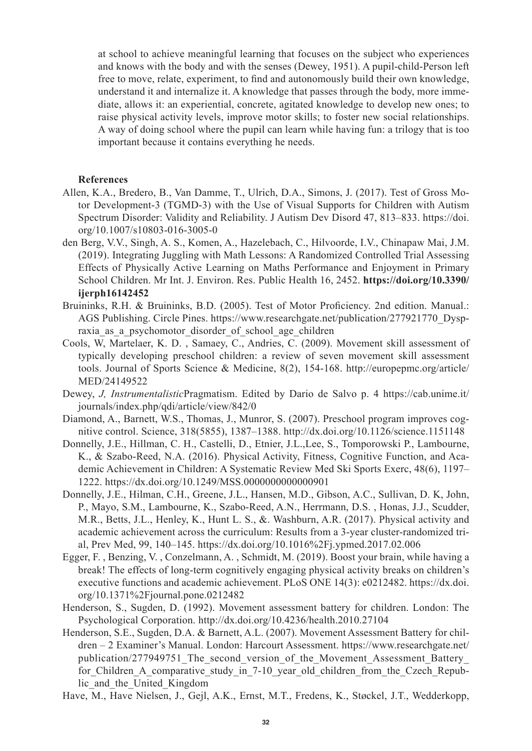at school to achieve meaningful learning that focuses on the subject who experiences and knows with the body and with the senses (Dewey, 1951). A pupil-child-Person left free to move, relate, experiment, to find and autonomously build their own knowledge, understand it and internalize it. A knowledge that passes through the body, more immediate, allows it: an experiential, concrete, agitated knowledge to develop new ones; to raise physical activity levels, improve motor skills; to foster new social relationships. A way of doing school where the pupil can learn while having fun: a trilogy that is too important because it contains everything he needs.

**References**

Allen, K.A., Bredero, B., Van Damme, T., Ulrich, D.A., Simons, J. (2017). Test of Gross Motor Development-3 (TGMD-3) with the Use of Visual Supports for Children with Autism Spectrum Disorder: Validity and Reliability. J Autism Dev Disord 47, 813–833. https://doi.org/10.1007/s10803-016-3005-0

den Berg, V.V., Singh, A. S., Komen, A., Hazelebach, C., Hilvoorde, I.V., Chinapaw Mai, J.M. (2019). Integrating Juggling with Math Lessons: A Randomized Controlled Trial Assessing Effects of Physically Active Learning on Maths Performance and Enjoyment in Primary School Children. Mr Int. J. Environ. Res. Public Health 16, 2452. **https://doi.org/10.3390/ijerph16142452**

Bruininks, R.H. & Bruininks, B.D. (2005). Test of Motor Proficiency. 2nd edition. Manual.: AGS Publishing. Circle Pines. https://www.researchgate.net/publication/277921770_Dyspraxia_as_a_psychomotor_disorder_of_school_age_children

Cools, W, Martelaer, K. D. , Samaey, C., Andries, C. (2009). Movement skill assessment of typically developing preschool children: a review of seven movement skill assessment tools. Journal of Sports Science & Medicine, 8(2), 154-168. http://europepmc.org/article/MED/24149522

Dewey, *J, Instrumentalistic*Pragmatism. Edited by Dario de Salvo p. 4 https://cab.unime.it/journals/index.php/qdi/article/view/842/0

Diamond, A., Barnett, W.S., Thomas, J., Munror, S. (2007). Preschool program improves cognitive control. Science, 318(5855), 1387–1388. http://dx.doi.org/10.1126/science.1151148

Donnelly, J.E., Hillman, C. H., Castelli, D., Etnier, J.L.,Lee, S., Tomporowski P., Lambourne, K., & Szabo-Reed, N.A. (2016). Physical Activity, Fitness, Cognitive Function, and Academic Achievement in Children: A Systematic Review Med Ski Sports Exerc, 48(6), 1197–1222. https://dx.doi.org/10.1249/MSS.0000000000000901

Donnelly, J.E., Hilman, C.H., Greene, J.L., Hansen, M.D., Gibson, A.C., Sullivan, D. K, John, P., Mayo, S.M., Lambourne, K., Szabo-Reed, A.N., Herrmann, D.S. , Honas, J.J., Scudder, M.R., Betts, J.L., Henley, K., Hunt L. S., &. Washburn, A.R. (2017). Physical activity and academic achievement across the curriculum: Results from a 3-year cluster-randomized trial, Prev Med, 99, 140–145. https://dx.doi.org/10.1016%2Fj.ypmed.2017.02.006

Egger, F. , Benzing, V. , Conzelmann, A. , Schmidt, M. (2019). Boost your brain, while having a break! The effects of long-term cognitively engaging physical activity breaks on children's executive functions and academic achievement. PLoS ONE 14(3): e0212482. https://dx.doi.org/10.1371%2Fjournal.pone.0212482

Henderson, S., Sugden, D. (1992). Movement assessment battery for children. London: The Psychological Corporation. http://dx.doi.org/10.4236/health.2010.27104

Henderson, S.E., Sugden, D.A. & Barnett, A.L. (2007). Movement Assessment Battery for children – 2 Examiner's Manual. London: Harcourt Assessment. https://www.researchgate.net/publication/277949751_The_second_version_of_the_Movement_Assessment_Battery_for_Children_A_comparative_study_in_7-10_year_old_children_from_the_Czech_Republic_and_the_United_Kingdom

Have, M., Have Nielsen, J., Gejl, A.K., Ernst, M.T., Fredens, K., Støckel, J.T., Wedderkopp,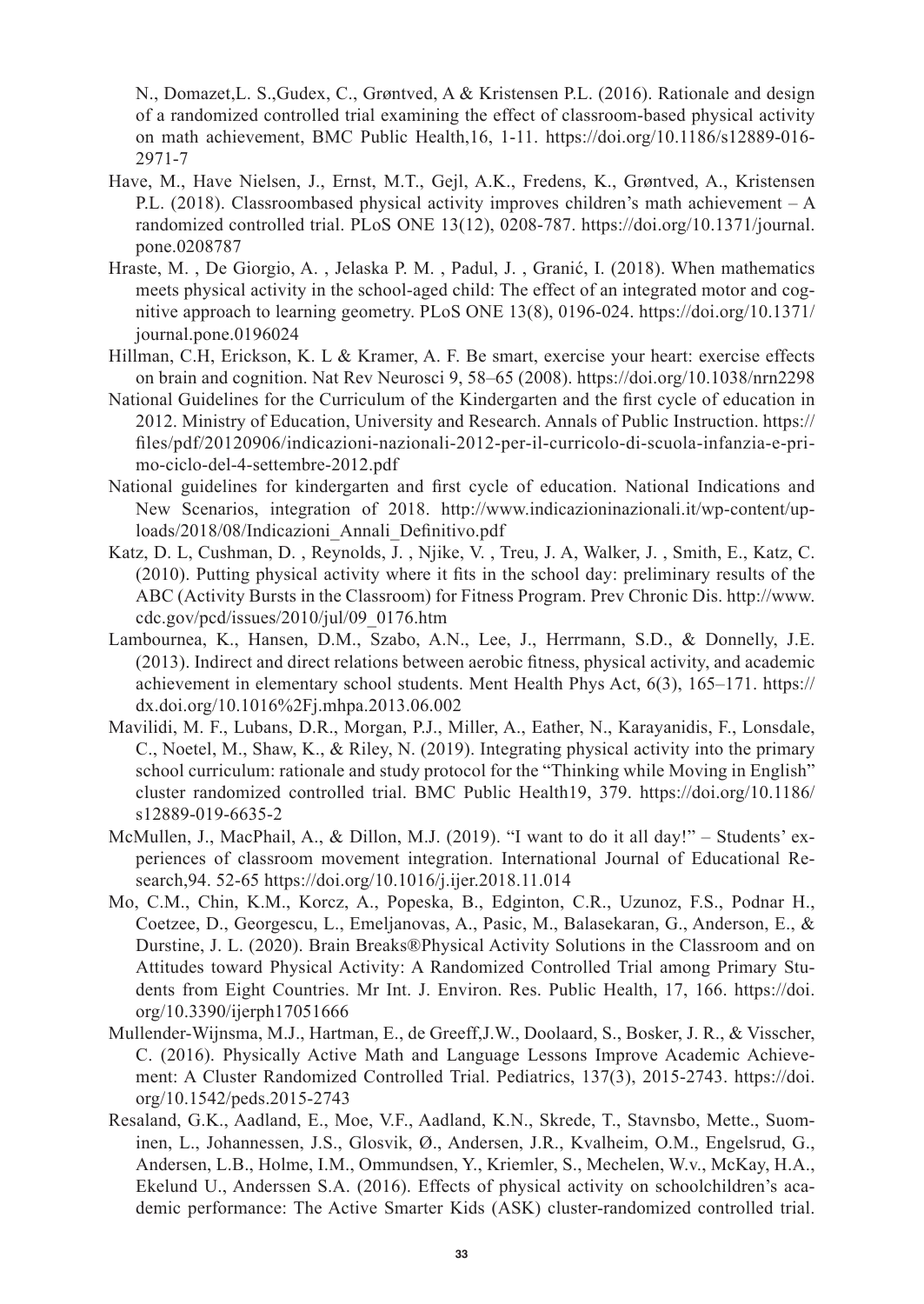N., Domazet,L. S.,Gudex, C., Grøntved, A & Kristensen P.L. (2016). Rationale and design of a randomized controlled trial examining the effect of classroom-based physical activity on math achievement, BMC Public Health,16, 1-11. https://doi.org/10.1186/s12889-016-2971-7

Have, M., Have Nielsen, J., Ernst, M.T., Gejl, A.K., Fredens, K., Grøntved, A., Kristensen P.L. (2018). Classroombased physical activity improves children's math achievement – A randomized controlled trial. PLoS ONE 13(12), 0208-787. https://doi.org/10.1371/journal.pone.0208787

Hraste, M. , De Giorgio, A. , Jelaska P. M. , Padul, J. , Granić, I. (2018). When mathematics meets physical activity in the school-aged child: The effect of an integrated motor and cognitive approach to learning geometry. PLoS ONE 13(8), 0196-024. https://doi.org/10.1371/journal.pone.0196024

Hillman, C.H, Erickson, K. L & Kramer, A. F. Be smart, exercise your heart: exercise effects on brain and cognition. Nat Rev Neurosci 9, 58–65 (2008). https://doi.org/10.1038/nrn2298

National Guidelines for the Curriculum of the Kindergarten and the first cycle of education in 2012. Ministry of Education, University and Research. Annals of Public Instruction. https://files/pdf/20120906/indicazioni-nazionali-2012-per-il-curricolo-di-scuola-infanzia-e-primo-ciclo-del-4-settembre-2012.pdf

National guidelines for kindergarten and first cycle of education. National Indications and New Scenarios, integration of 2018. http://www.indicazioninazionali.it/wp-content/uploads/2018/08/Indicazioni_Annali_Definitivo.pdf

Katz, D. L, Cushman, D. , Reynolds, J. , Njike, V. , Treu, J. A, Walker, J. , Smith, E., Katz, C. (2010). Putting physical activity where it fits in the school day: preliminary results of the ABC (Activity Bursts in the Classroom) for Fitness Program. Prev Chronic Dis. http://www.cdc.gov/pcd/issues/2010/jul/09_0176.htm

Lambournea, K., Hansen, D.M., Szabo, A.N., Lee, J., Herrmann, S.D., & Donnelly, J.E. (2013). Indirect and direct relations between aerobic fitness, physical activity, and academic achievement in elementary school students. Ment Health Phys Act, 6(3), 165–171. https://dx.doi.org/10.1016%2Fj.mhpa.2013.06.002

Mavilidi, M. F., Lubans, D.R., Morgan, P.J., Miller, A., Eather, N., Karayanidis, F., Lonsdale, C., Noetel, M., Shaw, K., & Riley, N. (2019). Integrating physical activity into the primary school curriculum: rationale and study protocol for the "Thinking while Moving in English" cluster randomized controlled trial. BMC Public Health19, 379. https://doi.org/10.1186/s12889-019-6635-2

McMullen, J., MacPhail, A., & Dillon, M.J. (2019). "I want to do it all day!" – Students' experiences of classroom movement integration. International Journal of Educational Research,94. 52-65 https://doi.org/10.1016/j.ijer.2018.11.014

Mo, C.M., Chin, K.M., Korcz, A., Popeska, B., Edginton, C.R., Uzunoz, F.S., Podnar H., Coetzee, D., Georgescu, L., Emeljanovas, A., Pasic, M., Balasekaran, G., Anderson, E., & Durstine, J. L. (2020). Brain Breaks®Physical Activity Solutions in the Classroom and on Attitudes toward Physical Activity: A Randomized Controlled Trial among Primary Students from Eight Countries. Mr Int. J. Environ. Res. Public Health, 17, 166. https://doi.org/10.3390/ijerph17051666

Mullender-Wijnsma, M.J., Hartman, E., de Greeff,J.W., Doolaard, S., Bosker, J. R., & Visscher, C. (2016). Physically Active Math and Language Lessons Improve Academic Achievement: A Cluster Randomized Controlled Trial. Pediatrics, 137(3), 2015-2743. https://doi.org/10.1542/peds.2015-2743

Resaland, G.K., Aadland, E., Moe, V.F., Aadland, K.N., Skrede, T., Stavnsbo, Mette., Suominen, L., Johannessen, J.S., Glosvik, Ø., Andersen, J.R., Kvalheim, O.M., Engelsrud, G., Andersen, L.B., Holme, I.M., Ommundsen, Y., Kriemler, S., Mechelen, W.v., McKay, H.A., Ekelund U., Anderssen S.A. (2016). Effects of physical activity on schoolchildren's academic performance: The Active Smarter Kids (ASK) cluster-randomized controlled trial.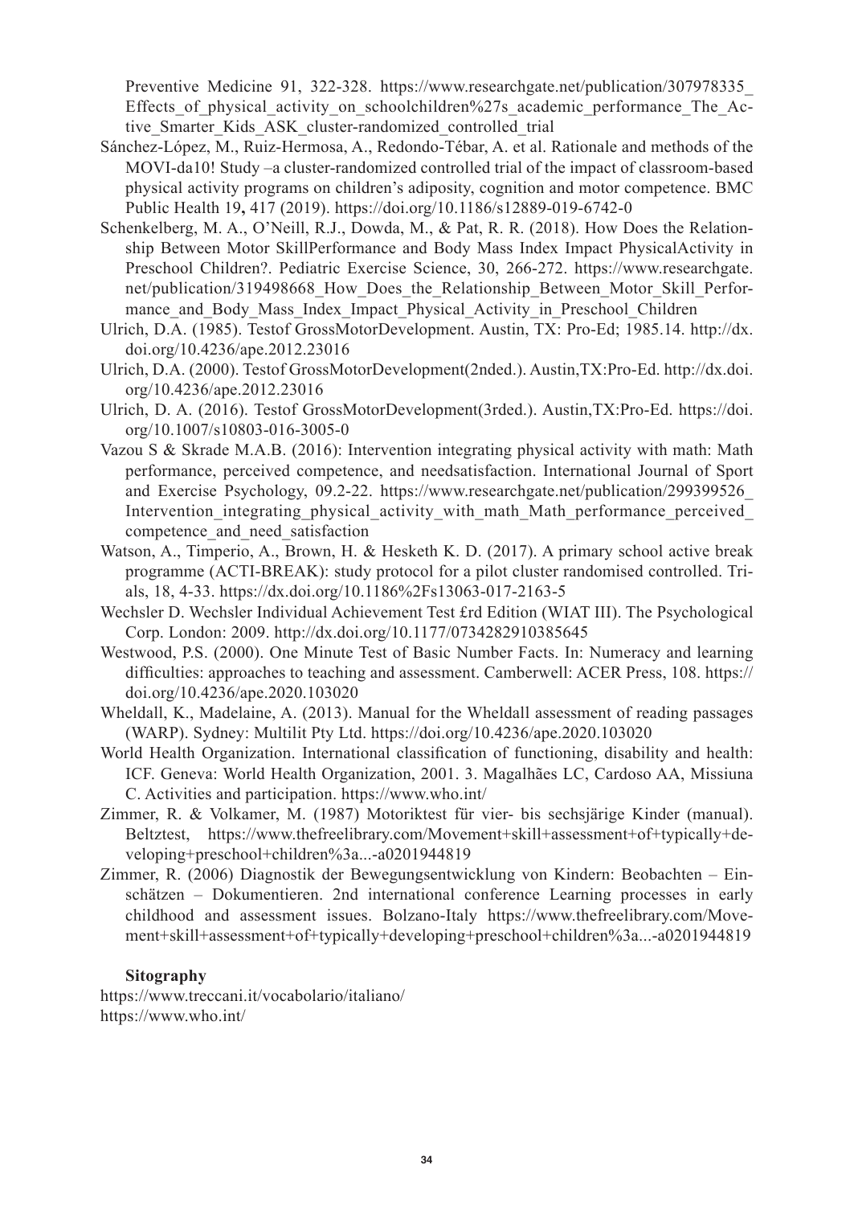Preventive Medicine 91, 322-328. https://www.researchgate.net/publication/307978335_Effects_of_physical_activity_on_schoolchildren%27s_academic_performance_The_Active_Smarter_Kids_ASK_cluster-randomized_controlled_trial

Sánchez-López, M., Ruiz-Hermosa, A., Redondo-Tébar, A. et al. Rationale and methods of the MOVI-da10! Study –a cluster-randomized controlled trial of the impact of classroom-based physical activity programs on children's adiposity, cognition and motor competence. BMC Public Health 19**,** 417 (2019). https://doi.org/10.1186/s12889-019-6742-0

Schenkelberg, M. A., O'Neill, R.J., Dowda, M., & Pat, R. R. (2018). How Does the Relationship Between Motor SkillPerformance and Body Mass Index Impact PhysicalActivity in Preschool Children?. Pediatric Exercise Science, 30, 266-272. https://www.researchgate.net/publication/319498668_How_Does_the_Relationship_Between_Motor_Skill_Performance_and_Body_Mass_Index_Impact_Physical_Activity_in_Preschool_Children

Ulrich, D.A. (1985). Testof GrossMotorDevelopment. Austin, TX: Pro-Ed; 1985.14. http://dx.doi.org/10.4236/ape.2012.23016

Ulrich, D.A. (2000). Testof GrossMotorDevelopment(2nded.). Austin,TX:Pro-Ed. http://dx.doi.org/10.4236/ape.2012.23016

Ulrich, D. A. (2016). Testof GrossMotorDevelopment(3rded.). Austin,TX:Pro-Ed. https://doi.org/10.1007/s10803-016-3005-0

Vazou S & Skrade M.A.B. (2016): Intervention integrating physical activity with math: Math performance, perceived competence, and needsatisfaction. International Journal of Sport and Exercise Psychology, 09.2-22. https://www.researchgate.net/publication/299399526_Intervention_integrating_physical_activity_with_math_Math_performance_perceived_competence_and_need_satisfaction

Watson, A., Timperio, A., Brown, H. & Hesketh K. D. (2017). A primary school active break programme (ACTI-BREAK): study protocol for a pilot cluster randomised controlled. Trials, 18, 4-33. https://dx.doi.org/10.1186%2Fs13063-017-2163-5

Wechsler D. Wechsler Individual Achievement Test £rd Edition (WIAT III). The Psychological Corp. London: 2009. http://dx.doi.org/10.1177/0734282910385645

Westwood, P.S. (2000). One Minute Test of Basic Number Facts. In: Numeracy and learning difficulties: approaches to teaching and assessment. Camberwell: ACER Press, 108. https://doi.org/10.4236/ape.2020.103020

Wheldall, K., Madelaine, A. (2013). Manual for the Wheldall assessment of reading passages (WARP). Sydney: Multilit Pty Ltd. https://doi.org/10.4236/ape.2020.103020

World Health Organization. International classification of functioning, disability and health: ICF. Geneva: World Health Organization, 2001. 3. Magalhães LC, Cardoso AA, Missiuna C. Activities and participation. https://www.who.int/

Zimmer, R. & Volkamer, M. (1987) Motoriktest für vier- bis sechsjärige Kinder (manual). Beltztest, https://www.thefreelibrary.com/Movement+skill+assessment+of+typically+developing+preschool+children%3a...-a0201944819

Zimmer, R. (2006) Diagnostik der Bewegungsentwicklung von Kindern: Beobachten – Einschätzen – Dokumentieren. 2nd international conference Learning processes in early childhood and assessment issues. Bolzano-Italy https://www.thefreelibrary.com/Movement+skill+assessment+of+typically+developing+preschool+children%3a...-a0201944819

**Sitography**

https://www.treccani.it/vocabolario/italiano/
https://www.who.int/